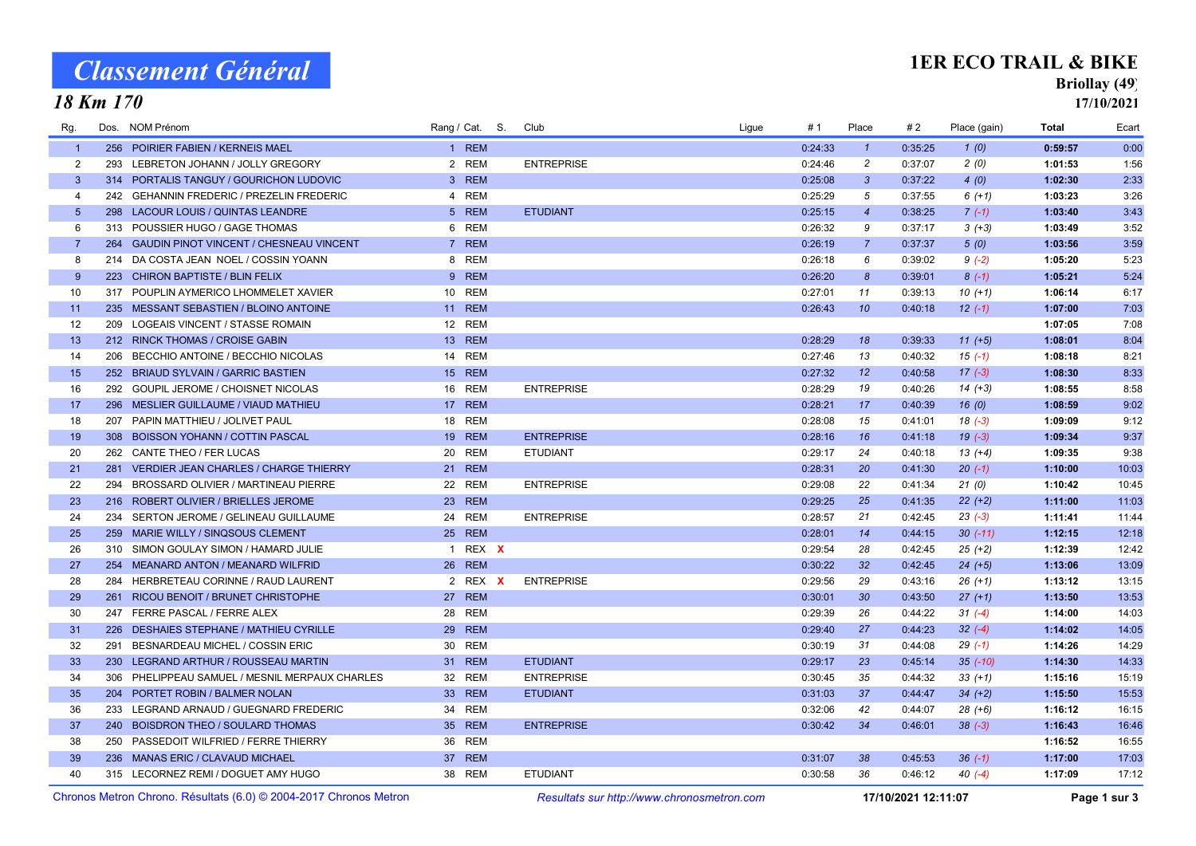# Classement Général

## 18 Km 170

## 1ER ECO TRAIL & BIKE

**Briollay (49)**

**17/10/2021**

| Rg. | Dos. | NOM Prénom | Rang / Cat. | | S. | Club | Ligue | # 1 | Place | # 2 | Place (gain) | Total | Ecart |
|---|---|---|---|---|---|---|---|---|---|---|---|---|---|
| 1 | 256 | POIRIER FABIEN / KERNEIS MAEL | 1 | REM | | | | 0:24:33 | 1 | 0:35:25 | 1 (0) | **0:59:57** | 0:00 |
| 2 | 293 | LEBRETON JOHANN / JOLLY GREGORY | 2 | REM | | ENTREPRISE | | 0:24:46 | 2 | 0:37:07 | 2 (0) | **1:01:53** | 1:56 |
| 3 | 314 | PORTALIS TANGUY / GOURICHON LUDOVIC | 3 | REM | | | | 0:25:08 | 3 | 0:37:22 | 4 (0) | **1:02:30** | 2:33 |
| 4 | 242 | GEHANNIN FREDERIC / PREZELIN FREDERIC | 4 | REM | | | | 0:25:29 | 5 | 0:37:55 | 6 (+1) | **1:03:23** | 3:26 |
| 5 | 298 | LACOUR LOUIS / QUINTAS LEANDRE | 5 | REM | | ETUDIANT | | 0:25:15 | 4 | 0:38:25 | 7 (-1) | **1:03:40** | 3:43 |
| 6 | 313 | POUSSIER HUGO / GAGE THOMAS | 6 | REM | | | | 0:26:32 | 9 | 0:37:17 | 3 (+3) | **1:03:49** | 3:52 |
| 7 | 264 | GAUDIN PINOT VINCENT / CHESNEAU VINCENT | 7 | REM | | | | 0:26:19 | 7 | 0:37:37 | 5 (0) | **1:03:56** | 3:59 |
| 8 | 214 | DA COSTA JEAN NOEL / COSSIN YOANN | 8 | REM | | | | 0:26:18 | 6 | 0:39:02 | 9 (-2) | **1:05:20** | 5:23 |
| 9 | 223 | CHIRON BAPTISTE / BLIN FELIX | 9 | REM | | | | 0:26:20 | 8 | 0:39:01 | 8 (-1) | **1:05:21** | 5:24 |
| 10 | 317 | POUPLIN AYMERICO LHOMMELET XAVIER | 10 | REM | | | | 0:27:01 | 11 | 0:39:13 | 10 (+1) | **1:06:14** | 6:17 |
| 11 | 235 | MESSANT SEBASTIEN / BLOINO ANTOINE | 11 | REM | | | | 0:26:43 | 10 | 0:40:18 | 12 (-1) | **1:07:00** | 7:03 |
| 12 | 209 | LOGEAIS VINCENT / STASSE ROMAIN | 12 | REM | | | | | | | | **1:07:05** | 7:08 |
| 13 | 212 | RINCK THOMAS / CROISE GABIN | 13 | REM | | | | 0:28:29 | 18 | 0:39:33 | 11 (+5) | **1:08:01** | 8:04 |
| 14 | 206 | BECCHIO ANTOINE / BECCHIO NICOLAS | 14 | REM | | | | 0:27:46 | 13 | 0:40:32 | 15 (-1) | **1:08:18** | 8:21 |
| 15 | 252 | BRIAUD SYLVAIN / GARRIC BASTIEN | 15 | REM | | | | 0:27:32 | 12 | 0:40:58 | 17 (-3) | **1:08:30** | 8:33 |
| 16 | 292 | GOUPIL JEROME / CHOISNET NICOLAS | 16 | REM | | ENTREPRISE | | 0:28:29 | 19 | 0:40:26 | 14 (+3) | **1:08:55** | 8:58 |
| 17 | 296 | MESLIER GUILLAUME / VIAUD MATHIEU | 17 | REM | | | | 0:28:21 | 17 | 0:40:39 | 16 (0) | **1:08:59** | 9:02 |
| 18 | 207 | PAPIN MATTHIEU / JOLIVET PAUL | 18 | REM | | | | 0:28:08 | 15 | 0:41:01 | 18 (-3) | **1:09:09** | 9:12 |
| 19 | 308 | BOISSON YOHANN / COTTIN PASCAL | 19 | REM | | ENTREPRISE | | 0:28:16 | 16 | 0:41:18 | 19 (-3) | **1:09:34** | 9:37 |
| 20 | 262 | CANTE THEO / FER LUCAS | 20 | REM | | ETUDIANT | | 0:29:17 | 24 | 0:40:18 | 13 (+4) | **1:09:35** | 9:38 |
| 21 | 281 | VERDIER JEAN CHARLES / CHARGE THIERRY | 21 | REM | | | | 0:28:31 | 20 | 0:41:30 | 20 (-1) | **1:10:00** | 10:03 |
| 22 | 294 | BROSSARD OLIVIER / MARTINEAU PIERRE | 22 | REM | | ENTREPRISE | | 0:29:08 | 22 | 0:41:34 | 21 (0) | **1:10:42** | 10:45 |
| 23 | 216 | ROBERT OLIVIER / BRIELLES JEROME | 23 | REM | | | | 0:29:25 | 25 | 0:41:35 | 22 (+2) | **1:11:00** | 11:03 |
| 24 | 234 | SERTON JEROME / GELINEAU GUILLAUME | 24 | REM | | ENTREPRISE | | 0:28:57 | 21 | 0:42:45 | 23 (-3) | **1:11:41** | 11:44 |
| 25 | 259 | MARIE WILLY / SINQSOUS CLEMENT | 25 | REM | | | | 0:28:01 | 14 | 0:44:15 | 30 (-11) | **1:12:15** | 12:18 |
| 26 | 310 | SIMON GOULAY SIMON / HAMARD JULIE | 1 | REX | X | | | 0:29:54 | 28 | 0:42:45 | 25 (+2) | **1:12:39** | 12:42 |
| 27 | 254 | MEANARD ANTON / MEANARD WILFRID | 26 | REM | | | | 0:30:22 | 32 | 0:42:45 | 24 (+5) | **1:13:06** | 13:09 |
| 28 | 284 | HERBRETEAU CORINNE / RAUD LAURENT | 2 | REX | X | ENTREPRISE | | 0:29:56 | 29 | 0:43:16 | 26 (+1) | **1:13:12** | 13:15 |
| 29 | 261 | RICOU BENOIT / BRUNET CHRISTOPHE | 27 | REM | | | | 0:30:01 | 30 | 0:43:50 | 27 (+1) | **1:13:50** | 13:53 |
| 30 | 247 | FERRE PASCAL / FERRE ALEX | 28 | REM | | | | 0:29:39 | 26 | 0:44:22 | 31 (-4) | **1:14:00** | 14:03 |
| 31 | 226 | DESHAIES STEPHANE / MATHIEU CYRILLE | 29 | REM | | | | 0:29:40 | 27 | 0:44:23 | 32 (-4) | **1:14:02** | 14:05 |
| 32 | 291 | BESNARDEAU MICHEL / COSSIN ERIC | 30 | REM | | | | 0:30:19 | 31 | 0:44:08 | 29 (-1) | **1:14:26** | 14:29 |
| 33 | 230 | LEGRAND ARTHUR / ROUSSEAU MARTIN | 31 | REM | | ETUDIANT | | 0:29:17 | 23 | 0:45:14 | 35 (-10) | **1:14:30** | 14:33 |
| 34 | 306 | PHELIPPEAU SAMUEL / MESNIL MERPAUX CHARLES | 32 | REM | | ENTREPRISE | | 0:30:45 | 35 | 0:44:32 | 33 (+1) | **1:15:16** | 15:19 |
| 35 | 204 | PORTET ROBIN / BALMER NOLAN | 33 | REM | | ETUDIANT | | 0:31:03 | 37 | 0:44:47 | 34 (+2) | **1:15:50** | 15:53 |
| 36 | 233 | LEGRAND ARNAUD / GUEGNARD FREDERIC | 34 | REM | | | | 0:32:06 | 42 | 0:44:07 | 28 (+6) | **1:16:12** | 16:15 |
| 37 | 240 | BOISDRON THEO / SOULARD THOMAS | 35 | REM | | ENTREPRISE | | 0:30:42 | 34 | 0:46:01 | 38 (-3) | **1:16:43** | 16:46 |
| 38 | 250 | PASSEDOIT WILFRIED / FERRE THIERRY | 36 | REM | | | | | | | | **1:16:52** | 16:55 |
| 39 | 236 | MANAS ERIC / CLAVAUD MICHAEL | 37 | REM | | | | 0:31:07 | 38 | 0:45:53 | 36 (-1) | **1:17:00** | 17:03 |
| 40 | 315 | LECORNEZ REMI / DOGUET AMY HUGO | 38 | REM | | ETUDIANT | | 0:30:58 | 36 | 0:46:12 | 40 (-4) | **1:17:09** | 17:12 |

Chronos Metron Chrono. Résultats (6.0) © 2004-2017 Chronos Metron — *Resultats sur http://www.chronosmetron.com* — **17/10/2021 12:11:07**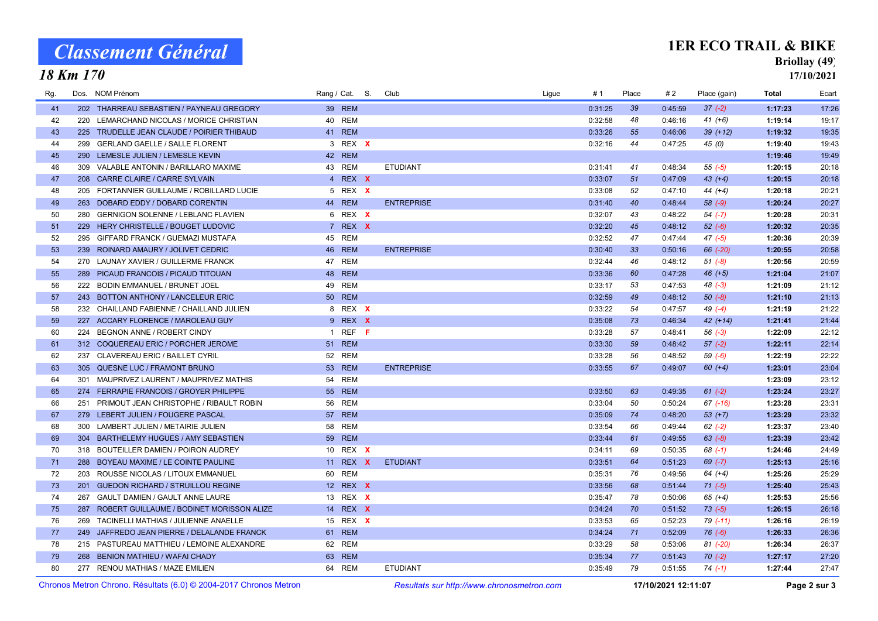# Classement Général

## 18 Km 170

**1ER ECO TRAIL & BIKE**
**Briollay (49)**
**17/10/2021**

| Rg. | Dos. | NOM Prénom | Rang / Cat. | | S. | Club | Ligue | # 1 | Place | # 2 | Place (gain) | Total | Ecart |
|---|---|---|---|---|---|---|---|---|---|---|---|---|---|
| 41 | 202 | THARREAU SEBASTIEN / PAYNEAU GREGORY | 39 | REM | | | | 0:31:25 | 39 | 0:45:59 | 37 (-2) | 1:17:23 | 17:26 |
| 42 | 220 | LEMARCHAND NICOLAS / MORICE CHRISTIAN | 40 | REM | | | | 0:32:58 | 48 | 0:46:16 | 41 (+6) | 1:19:14 | 19:17 |
| 43 | 225 | TRUDELLE JEAN CLAUDE / POIRIER THIBAUD | 41 | REM | | | | 0:33:26 | 55 | 0:46:06 | 39 (+12) | 1:19:32 | 19:35 |
| 44 | 299 | GERLAND GAELLE / SALLE FLORENT | 3 | REX | X | | | 0:32:16 | 44 | 0:47:25 | 45 (0) | 1:19:40 | 19:43 |
| 45 | 290 | LEMESLE JULIEN / LEMESLE KEVIN | 42 | REM | | | | | | | | 1:19:46 | 19:49 |
| 46 | 309 | VALABLE ANTONIN / BARILLARO MAXIME | 43 | REM | | ETUDIANT | | 0:31:41 | 41 | 0:48:34 | 55 (-5) | 1:20:15 | 20:18 |
| 47 | 208 | CARRE CLAIRE / CARRE SYLVAIN | 4 | REX | X | | | 0:33:07 | 51 | 0:47:09 | 43 (+4) | 1:20:15 | 20:18 |
| 48 | 205 | FORTANNIER GUILLAUME / ROBILLARD LUCIE | 5 | REX | X | | | 0:33:08 | 52 | 0:47:10 | 44 (+4) | 1:20:18 | 20:21 |
| 49 | 263 | DOBARD EDDY / DOBARD CORENTIN | 44 | REM | | ENTREPRISE | | 0:31:40 | 40 | 0:48:44 | 58 (-9) | 1:20:24 | 20:27 |
| 50 | 280 | GERNIGON SOLENNE / LEBLANC FLAVIEN | 6 | REX | X | | | 0:32:07 | 43 | 0:48:22 | 54 (-7) | 1:20:28 | 20:31 |
| 51 | 229 | HERY CHRISTELLE / BOUGET LUDOVIC | 7 | REX | X | | | 0:32:20 | 45 | 0:48:12 | 52 (-6) | 1:20:32 | 20:35 |
| 52 | 295 | GIFFARD FRANCK / GUEMAZI MUSTAFA | 45 | REM | | | | 0:32:52 | 47 | 0:47:44 | 47 (-5) | 1:20:36 | 20:39 |
| 53 | 239 | ROINARD AMAURY / JOLIVET CEDRIC | 46 | REM | | ENTREPRISE | | 0:30:40 | 33 | 0:50:16 | 66 (-20) | 1:20:55 | 20:58 |
| 54 | 270 | LAUNAY XAVIER / GUILLERME FRANCK | 47 | REM | | | | 0:32:44 | 46 | 0:48:12 | 51 (-8) | 1:20:56 | 20:59 |
| 55 | 289 | PICAUD FRANCOIS / PICAUD TITOUAN | 48 | REM | | | | 0:33:36 | 60 | 0:47:28 | 46 (+5) | 1:21:04 | 21:07 |
| 56 | 222 | BODIN EMMANUEL / BRUNET JOEL | 49 | REM | | | | 0:33:17 | 53 | 0:47:53 | 48 (-3) | 1:21:09 | 21:12 |
| 57 | 243 | BOTTON ANTHONY / LANCELEUR ERIC | 50 | REM | | | | 0:32:59 | 49 | 0:48:12 | 50 (-8) | 1:21:10 | 21:13 |
| 58 | 232 | CHAILLAND FABIENNE / CHAILLAND JULIEN | 8 | REX | X | | | 0:33:22 | 54 | 0:47:57 | 49 (-4) | 1:21:19 | 21:22 |
| 59 | 227 | ACCARY FLORENCE / MAROLEAU GUY | 9 | REX | X | | | 0:35:08 | 73 | 0:46:34 | 42 (+14) | 1:21:41 | 21:44 |
| 60 | 224 | BEGNON ANNE / ROBERT CINDY | 1 | REF | F | | | 0:33:28 | 57 | 0:48:41 | 56 (-3) | 1:22:09 | 22:12 |
| 61 | 312 | COQUEREAU ERIC / PORCHER JEROME | 51 | REM | | | | 0:33:30 | 59 | 0:48:42 | 57 (-2) | 1:22:11 | 22:14 |
| 62 | 237 | CLAVEREAU ERIC / BAILLET CYRIL | 52 | REM | | | | 0:33:28 | 56 | 0:48:52 | 59 (-6) | 1:22:19 | 22:22 |
| 63 | 305 | QUESNE LUC / FRAMONT BRUNO | 53 | REM | | ENTREPRISE | | 0:33:55 | 67 | 0:49:07 | 60 (+4) | 1:23:01 | 23:04 |
| 64 | 301 | MAUPRIVEZ LAURENT / MAUPRIVEZ MATHIS | 54 | REM | | | | | | | | 1:23:09 | 23:12 |
| 65 | 274 | FERRAPIE FRANCOIS / GROYER PHILIPPE | 55 | REM | | | | 0:33:50 | 63 | 0:49:35 | 61 (-2) | 1:23:24 | 23:27 |
| 66 | 251 | PRIMOUT JEAN CHRISTOPHE / RIBAULT ROBIN | 56 | REM | | | | 0:33:04 | 50 | 0:50:24 | 67 (-16) | 1:23:28 | 23:31 |
| 67 | 279 | LEBERT JULIEN / FOUGERE PASCAL | 57 | REM | | | | 0:35:09 | 74 | 0:48:20 | 53 (+7) | 1:23:29 | 23:32 |
| 68 | 300 | LAMBERT JULIEN / METAIRIE JULIEN | 58 | REM | | | | 0:33:54 | 66 | 0:49:44 | 62 (-2) | 1:23:37 | 23:40 |
| 69 | 304 | BARTHELEMY HUGUES / AMY SEBASTIEN | 59 | REM | | | | 0:33:44 | 61 | 0:49:55 | 63 (-8) | 1:23:39 | 23:42 |
| 70 | 318 | BOUTEILLER DAMIEN / POIRON AUDREY | 10 | REX | X | | | 0:34:11 | 69 | 0:50:35 | 68 (-1) | 1:24:46 | 24:49 |
| 71 | 288 | BOYEAU MAXIME / LE COINTE PAULINE | 11 | REX | X | ETUDIANT | | 0:33:51 | 64 | 0:51:23 | 69 (-7) | 1:25:13 | 25:16 |
| 72 | 203 | ROUSSE NICOLAS / LITOUX EMMANUEL | 60 | REM | | | | 0:35:31 | 76 | 0:49:56 | 64 (+4) | 1:25:26 | 25:29 |
| 73 | 201 | GUEDON RICHARD / STRUILLOU REGINE | 12 | REX | X | | | 0:33:56 | 68 | 0:51:44 | 71 (-5) | 1:25:40 | 25:43 |
| 74 | 267 | GAULT DAMIEN / GAULT ANNE LAURE | 13 | REX | X | | | 0:35:47 | 78 | 0:50:06 | 65 (+4) | 1:25:53 | 25:56 |
| 75 | 287 | ROBERT GUILLAUME / BODINET MORISSON ALIZE | 14 | REX | X | | | 0:34:24 | 70 | 0:51:52 | 73 (-5) | 1:26:15 | 26:18 |
| 76 | 269 | TACINELLI MATHIAS / JULIENNE ANAELLE | 15 | REX | X | | | 0:33:53 | 65 | 0:52:23 | 79 (-11) | 1:26:16 | 26:19 |
| 77 | 249 | JAFFREDO JEAN PIERRE / DELALANDE FRANCK | 61 | REM | | | | 0:34:24 | 71 | 0:52:09 | 76 (-6) | 1:26:33 | 26:36 |
| 78 | 215 | PASTUREAU MATTHIEU / LEMOINE ALEXANDRE | 62 | REM | | | | 0:33:29 | 58 | 0:53:06 | 81 (-20) | 1:26:34 | 26:37 |
| 79 | 268 | BENION MATHIEU / WAFAI CHADY | 63 | REM | | | | 0:35:34 | 77 | 0:51:43 | 70 (-2) | 1:27:17 | 27:20 |
| 80 | 277 | RENOU MATHIAS / MAZE EMILIEN | 64 | REM | | ETUDIANT | | 0:35:49 | 79 | 0:51:55 | 74 (-1) | 1:27:44 | 27:47 |

Chronos Metron Chrono. Résultats (6.0) © 2004-2017 Chronos Metron — Resultats sur http://www.chronosmetron.com — 17/10/2021 12:11:07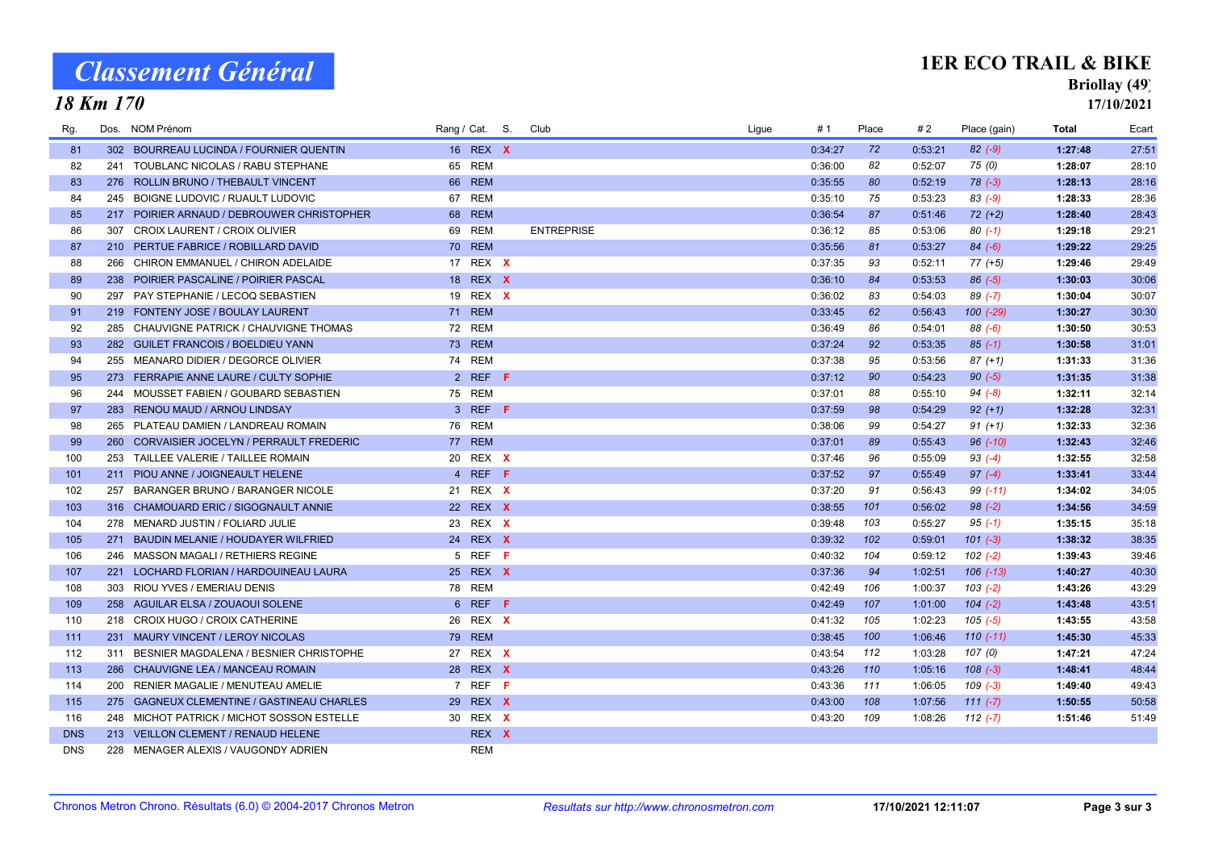# Classement Général

## 18 Km 170

**1ER ECO TRAIL & BIKE**
**Briollay (49)**
**17/10/2021**

| Rg. | Dos. | NOM Prénom | Rang / Cat. | | S. | Club | Ligue | # 1 | Place | # 2 | Place (gain) | Total | Ecart |
|---|---|---|---|---|---|---|---|---|---|---|---|---|---|
| 81 | 302 | BOURREAU LUCINDA / FOURNIER QUENTIN | 16 | REX | X | | | 0:34:27 | 72 | 0:53:21 | 82 (-9) | **1:27:48** | 27:51 |
| 82 | 241 | TOUBLANC NICOLAS / RABU STEPHANE | 65 | REM | | | | 0:36:00 | 82 | 0:52:07 | 75 (0) | **1:28:07** | 28:10 |
| 83 | 276 | ROLLIN BRUNO / THEBAULT VINCENT | 66 | REM | | | | 0:35:55 | 80 | 0:52:19 | 78 (-3) | **1:28:13** | 28:16 |
| 84 | 245 | BOIGNE LUDOVIC / RUAULT LUDOVIC | 67 | REM | | | | 0:35:10 | 75 | 0:53:23 | 83 (-9) | **1:28:33** | 28:36 |
| 85 | 217 | POIRIER ARNAUD / DEBROUWER CHRISTOPHER | 68 | REM | | | | 0:36:54 | 87 | 0:51:46 | 72 (+2) | **1:28:40** | 28:43 |
| 86 | 307 | CROIX LAURENT / CROIX OLIVIER | 69 | REM | | ENTREPRISE | | 0:36:12 | 85 | 0:53:06 | 80 (-1) | **1:29:18** | 29:21 |
| 87 | 210 | PERTUE FABRICE / ROBILLARD DAVID | 70 | REM | | | | 0:35:56 | 81 | 0:53:27 | 84 (-6) | **1:29:22** | 29:25 |
| 88 | 266 | CHIRON EMMANUEL / CHIRON ADELAIDE | 17 | REX | X | | | 0:37:35 | 93 | 0:52:11 | 77 (+5) | **1:29:46** | 29:49 |
| 89 | 238 | POIRIER PASCALINE / POIRIER PASCAL | 18 | REX | X | | | 0:36:10 | 84 | 0:53:53 | 86 (-5) | **1:30:03** | 30:06 |
| 90 | 297 | PAY STEPHANIE / LECOQ SEBASTIEN | 19 | REX | X | | | 0:36:02 | 83 | 0:54:03 | 89 (-7) | **1:30:04** | 30:07 |
| 91 | 219 | FONTENY JOSE / BOULAY LAURENT | 71 | REM | | | | 0:33:45 | 62 | 0:56:43 | 100 (-29) | **1:30:27** | 30:30 |
| 92 | 285 | CHAUVIGNE PATRICK / CHAUVIGNE THOMAS | 72 | REM | | | | 0:36:49 | 86 | 0:54:01 | 88 (-6) | **1:30:50** | 30:53 |
| 93 | 282 | GUILET FRANCOIS / BOELDIEU YANN | 73 | REM | | | | 0:37:24 | 92 | 0:53:35 | 85 (-1) | **1:30:58** | 31:01 |
| 94 | 255 | MEANARD DIDIER / DEGORCE OLIVIER | 74 | REM | | | | 0:37:38 | 95 | 0:53:56 | 87 (+1) | **1:31:33** | 31:36 |
| 95 | 273 | FERRAPIE ANNE LAURE / CULTY SOPHIE | 2 | REF | F | | | 0:37:12 | 90 | 0:54:23 | 90 (-5) | **1:31:35** | 31:38 |
| 96 | 244 | MOUSSET FABIEN / GOUBARD SEBASTIEN | 75 | REM | | | | 0:37:01 | 88 | 0:55:10 | 94 (-8) | **1:32:11** | 32:14 |
| 97 | 283 | RENOU MAUD / ARNOU LINDSAY | 3 | REF | F | | | 0:37:59 | 98 | 0:54:29 | 92 (+1) | **1:32:28** | 32:31 |
| 98 | 265 | PLATEAU DAMIEN / LANDREAU ROMAIN | 76 | REM | | | | 0:38:06 | 99 | 0:54:27 | 91 (+1) | **1:32:33** | 32:36 |
| 99 | 260 | CORVAISIER JOCELYN / PERRAULT FREDERIC | 77 | REM | | | | 0:37:01 | 89 | 0:55:43 | 96 (-10) | **1:32:43** | 32:46 |
| 100 | 253 | TAILLEE VALERIE / TAILLEE ROMAIN | 20 | REX | X | | | 0:37:46 | 96 | 0:55:09 | 93 (-4) | **1:32:55** | 32:58 |
| 101 | 211 | PIOU ANNE / JOIGNEAULT HELENE | 4 | REF | F | | | 0:37:52 | 97 | 0:55:49 | 97 (-4) | **1:33:41** | 33:44 |
| 102 | 257 | BARANGER BRUNO / BARANGER NICOLE | 21 | REX | X | | | 0:37:20 | 91 | 0:56:43 | 99 (-11) | **1:34:02** | 34:05 |
| 103 | 316 | CHAMOUARD ERIC / SIGOGNAULT ANNIE | 22 | REX | X | | | 0:38:55 | 101 | 0:56:02 | 98 (-2) | **1:34:56** | 34:59 |
| 104 | 278 | MENARD JUSTIN / FOLIARD JULIE | 23 | REX | X | | | 0:39:48 | 103 | 0:55:27 | 95 (-1) | **1:35:15** | 35:18 |
| 105 | 271 | BAUDIN MELANIE / HOUDAYER WILFRIED | 24 | REX | X | | | 0:39:32 | 102 | 0:59:01 | 101 (-3) | **1:38:32** | 38:35 |
| 106 | 246 | MASSON MAGALI / RETHIERS REGINE | 5 | REF | F | | | 0:40:32 | 104 | 0:59:12 | 102 (-2) | **1:39:43** | 39:46 |
| 107 | 221 | LOCHARD FLORIAN / HARDOUINEAU LAURA | 25 | REX | X | | | 0:37:36 | 94 | 1:02:51 | 106 (-13) | **1:40:27** | 40:30 |
| 108 | 303 | RIOU YVES / EMERIAU DENIS | 78 | REM | | | | 0:42:49 | 106 | 1:00:37 | 103 (-2) | **1:43:26** | 43:29 |
| 109 | 258 | AGUILAR ELSA / ZOUAOUI SOLENE | 6 | REF | F | | | 0:42:49 | 107 | 1:01:00 | 104 (-2) | **1:43:48** | 43:51 |
| 110 | 218 | CROIX HUGO / CROIX CATHERINE | 26 | REX | X | | | 0:41:32 | 105 | 1:02:23 | 105 (-5) | **1:43:55** | 43:58 |
| 111 | 231 | MAURY VINCENT / LEROY NICOLAS | 79 | REM | | | | 0:38:45 | 100 | 1:06:46 | 110 (-11) | **1:45:30** | 45:33 |
| 112 | 311 | BESNIER MAGDALENA / BESNIER CHRISTOPHE | 27 | REX | X | | | 0:43:54 | 112 | 1:03:28 | 107 (0) | **1:47:21** | 47:24 |
| 113 | 286 | CHAUVIGNE LEA / MANCEAU ROMAIN | 28 | REX | X | | | 0:43:26 | 110 | 1:05:16 | 108 (-3) | **1:48:41** | 48:44 |
| 114 | 200 | RENIER MAGALIE / MENUTEAU AMELIE | 7 | REF | F | | | 0:43:36 | 111 | 1:06:05 | 109 (-3) | **1:49:40** | 49:43 |
| 115 | 275 | GAGNEUX CLEMENTINE / GASTINEAU CHARLES | 29 | REX | X | | | 0:43:00 | 108 | 1:07:56 | 111 (-7) | **1:50:55** | 50:58 |
| 116 | 248 | MICHOT PATRICK / MICHOT SOSSON ESTELLE | 30 | REX | X | | | 0:43:20 | 109 | 1:08:26 | 112 (-7) | **1:51:46** | 51:49 |
| DNS | 213 | VEILLON CLEMENT / RENAUD HELENE | | REX | X | | | | | | | | |
| DNS | 228 | MENAGER ALEXIS / VAUGONDY ADRIEN | | REM | | | | | | | | | |

Chronos Metron Chrono. Résultats (6.0) © 2004-2017 Chronos Metron — *Resultats sur http://www.chronosmetron.com* — **17/10/2021 12:11:07**